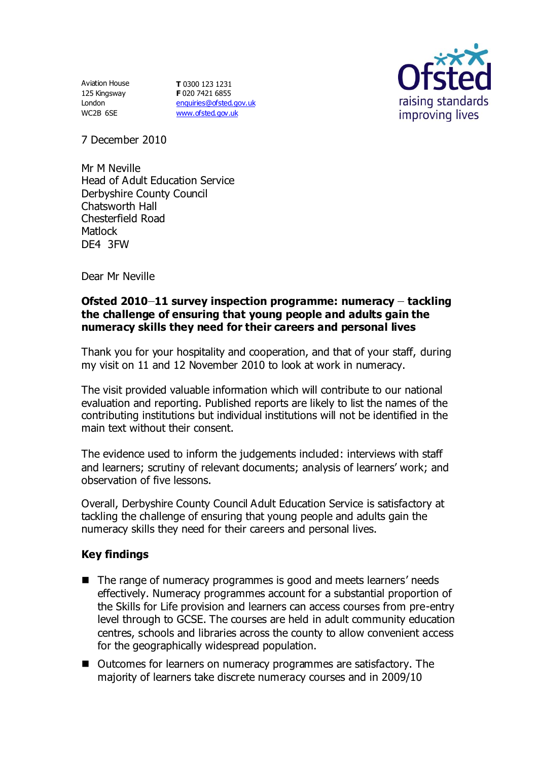Aviation House
125 Kingsway
London
WC2B 6SE

**T** 0300 123 1231
**F** 020 7421 6855
enquiries@ofsted.gov.uk
www.ofsted.gov.uk

Ofsted
raising standards
improving lives

7 December 2010

Mr M Neville
Head of Adult Education Service
Derbyshire County Council
Chatsworth Hall
Chesterfield Road
Matlock
DE4 3FW

Dear Mr Neville

**Ofsted 2010–11 survey inspection programme: numeracy – tackling the challenge of ensuring that young people and adults gain the numeracy skills they need for their careers and personal lives**

Thank you for your hospitality and cooperation, and that of your staff, during my visit on 11 and 12 November 2010 to look at work in numeracy.

The visit provided valuable information which will contribute to our national evaluation and reporting. Published reports are likely to list the names of the contributing institutions but individual institutions will not be identified in the main text without their consent.

The evidence used to inform the judgements included: interviews with staff and learners; scrutiny of relevant documents; analysis of learners' work; and observation of five lessons.

Overall, Derbyshire County Council Adult Education Service is satisfactory at tackling the challenge of ensuring that young people and adults gain the numeracy skills they need for their careers and personal lives.

## Key findings

- The range of numeracy programmes is good and meets learners' needs effectively. Numeracy programmes account for a substantial proportion of the Skills for Life provision and learners can access courses from pre-entry level through to GCSE. The courses are held in adult community education centres, schools and libraries across the county to allow convenient access for the geographically widespread population.
- Outcomes for learners on numeracy programmes are satisfactory. The majority of learners take discrete numeracy courses and in 2009/10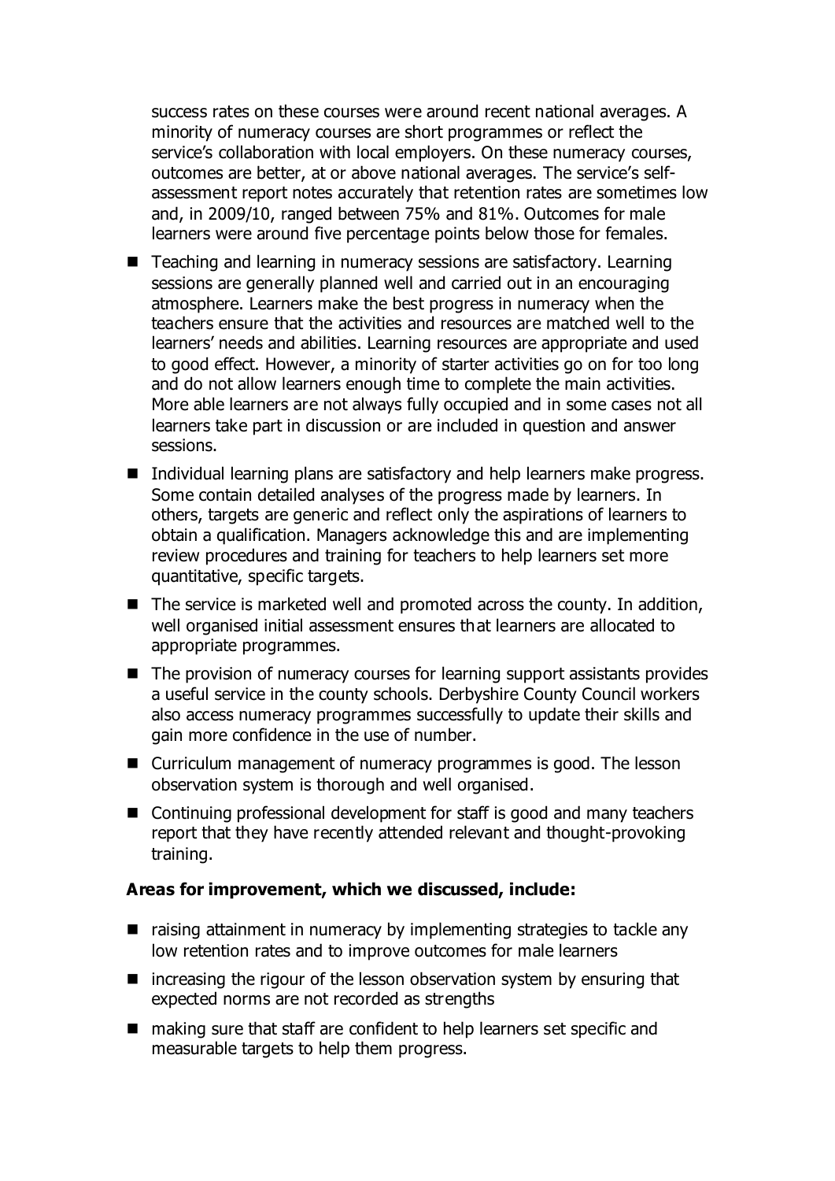success rates on these courses were around recent national averages. A minority of numeracy courses are short programmes or reflect the service's collaboration with local employers. On these numeracy courses, outcomes are better, at or above national averages. The service's self-assessment report notes accurately that retention rates are sometimes low and, in 2009/10, ranged between 75% and 81%. Outcomes for male learners were around five percentage points below those for females.

- Teaching and learning in numeracy sessions are satisfactory. Learning sessions are generally planned well and carried out in an encouraging atmosphere. Learners make the best progress in numeracy when the teachers ensure that the activities and resources are matched well to the learners' needs and abilities. Learning resources are appropriate and used to good effect. However, a minority of starter activities go on for too long and do not allow learners enough time to complete the main activities. More able learners are not always fully occupied and in some cases not all learners take part in discussion or are included in question and answer sessions.
- Individual learning plans are satisfactory and help learners make progress. Some contain detailed analyses of the progress made by learners. In others, targets are generic and reflect only the aspirations of learners to obtain a qualification. Managers acknowledge this and are implementing review procedures and training for teachers to help learners set more quantitative, specific targets.
- The service is marketed well and promoted across the county. In addition, well organised initial assessment ensures that learners are allocated to appropriate programmes.
- The provision of numeracy courses for learning support assistants provides a useful service in the county schools. Derbyshire County Council workers also access numeracy programmes successfully to update their skills and gain more confidence in the use of number.
- Curriculum management of numeracy programmes is good. The lesson observation system is thorough and well organised.
- Continuing professional development for staff is good and many teachers report that they have recently attended relevant and thought-provoking training.

**Areas for improvement, which we discussed, include:**

- raising attainment in numeracy by implementing strategies to tackle any low retention rates and to improve outcomes for male learners
- increasing the rigour of the lesson observation system by ensuring that expected norms are not recorded as strengths
- making sure that staff are confident to help learners set specific and measurable targets to help them progress.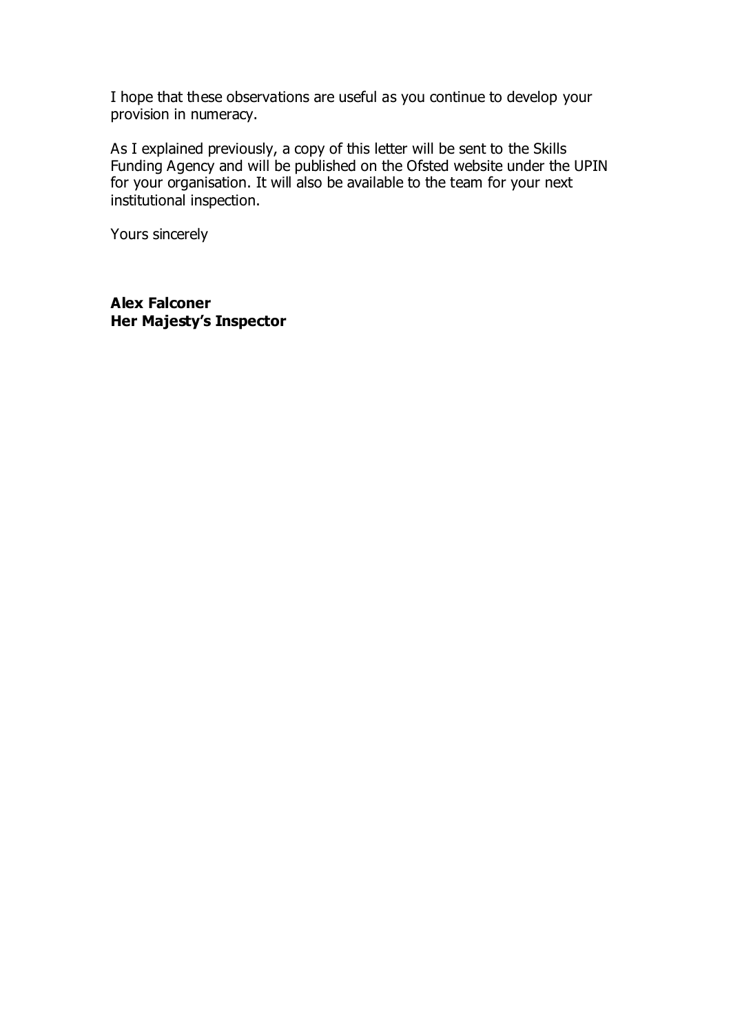I hope that these observations are useful as you continue to develop your provision in numeracy.

As I explained previously, a copy of this letter will be sent to the Skills Funding Agency and will be published on the Ofsted website under the UPIN for your organisation. It will also be available to the team for your next institutional inspection.

Yours sincerely

**Alex Falconer**
**Her Majesty's Inspector**